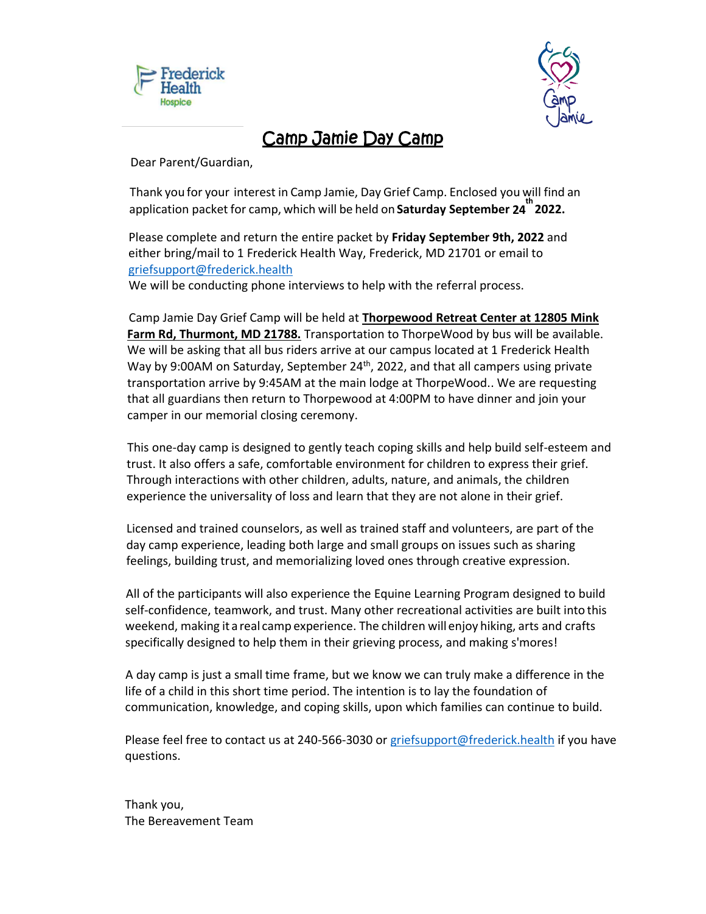Frederick Health Hospice

# Camp Jamie Day Camp

Dear Parent/Guardian,

Thank you for your interest in Camp Jamie, Day Grief Camp. Enclosed you will find an application packet for camp, which will be held on **Saturday September 24th 2022.**

Please complete and return the entire packet by **Friday September 9th, 2022** and either bring/mail to 1 Frederick Health Way, Frederick, MD 21701 or email to griefsupport@frederick.health
We will be conducting phone interviews to help with the referral process.

Camp Jamie Day Grief Camp will be held at **Thorpewood Retreat Center at 12805 Mink Farm Rd, Thurmont, MD 21788.** Transportation to ThorpeWood by bus will be available. We will be asking that all bus riders arrive at our campus located at 1 Frederick Health Way by 9:00AM on Saturday, September 24th, 2022, and that all campers using private transportation arrive by 9:45AM at the main lodge at ThorpeWood.. We are requesting that all guardians then return to Thorpewood at 4:00PM to have dinner and join your camper in our memorial closing ceremony.

This one-day camp is designed to gently teach coping skills and help build self-esteem and trust. It also offers a safe, comfortable environment for children to express their grief. Through interactions with other children, adults, nature, and animals, the children experience the universality of loss and learn that they are not alone in their grief.

Licensed and trained counselors, as well as trained staff and volunteers, are part of the day camp experience, leading both large and small groups on issues such as sharing feelings, building trust, and memorializing loved ones through creative expression.

All of the participants will also experience the Equine Learning Program designed to build self-confidence, teamwork, and trust. Many other recreational activities are built into this weekend, making it a real camp experience. The children will enjoy hiking, arts and crafts specifically designed to help them in their grieving process, and making s'mores!

A day camp is just a small time frame, but we know we can truly make a difference in the life of a child in this short time period. The intention is to lay the foundation of communication, knowledge, and coping skills, upon which families can continue to build.

Please feel free to contact us at 240-566-3030 or griefsupport@frederick.health if you have questions.

Thank you,
The Bereavement Team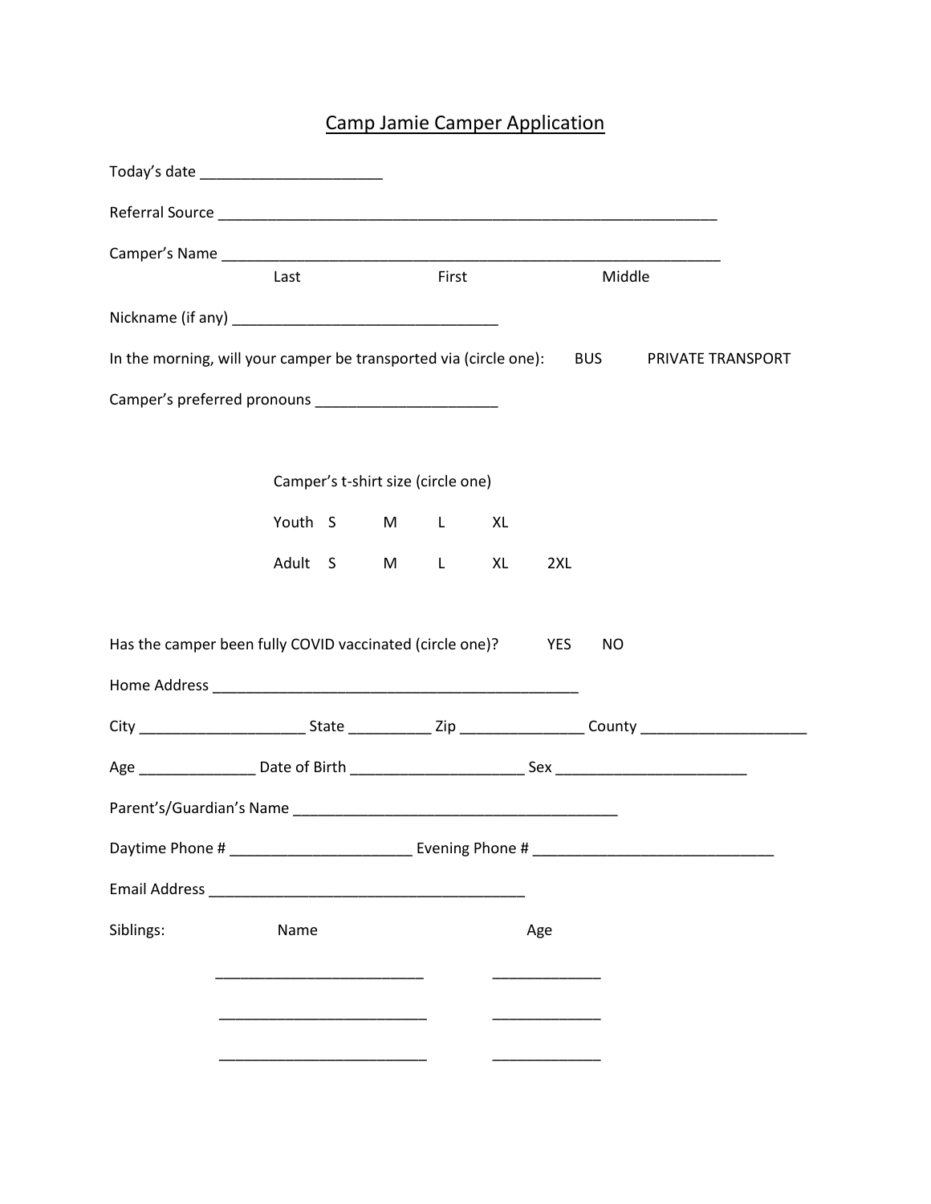# Camp Jamie Camper Application

Today's date ______________________

Referral Source _______________________________________________________________

Camper's Name _______________________________________________________________
Last First Middle

Nickname (if any) ________________________________

In the morning, will your camper be transported via (circle one): BUS PRIVATE TRANSPORT

Camper's preferred pronouns ______________________

Camper's t-shirt size (circle one)

Youth S M L XL

Adult S M L XL 2XL

Has the camper been fully COVID vaccinated (circle one)? YES NO

Home Address ______________________________________________

City ____________________ State __________ Zip _______________ County ____________________

Age ______________ Date of Birth _____________________ Sex _______________________

Parent's/Guardian's Name ________________________________________

Daytime Phone # ______________________ Evening Phone # ______________________________

Email Address _______________________________________

Siblings:

| Name | Age |
|---|---|
| __________________________ | _____________ |
| __________________________ | _____________ |
| __________________________ | _____________ |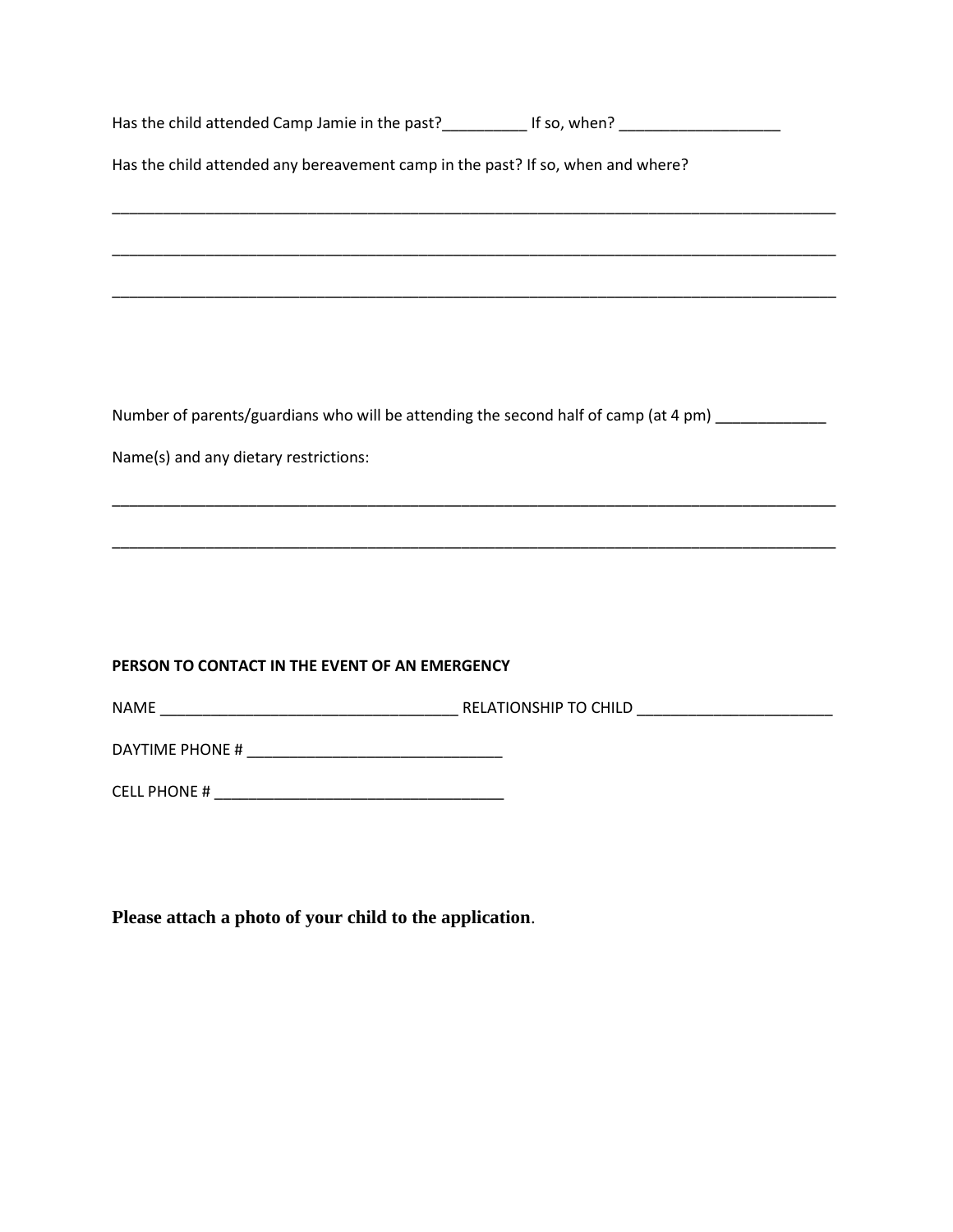Has the child attended Camp Jamie in the past?__________ If so, when? ___________________

Has the child attended any bereavement camp in the past? If so, when and where?

_______________________________________________________________________________

_______________________________________________________________________________

_______________________________________________________________________________

Number of parents/guardians who will be attending the second half of camp (at 4 pm) _____________

Name(s) and any dietary restrictions:

_______________________________________________________________________________

_______________________________________________________________________________

**PERSON TO CONTACT IN THE EVENT OF AN EMERGENCY**

NAME ___________________________________ RELATIONSHIP TO CHILD _______________________

DAYTIME PHONE # ______________________________

CELL PHONE # __________________________________

**Please attach a photo of your child to the application**.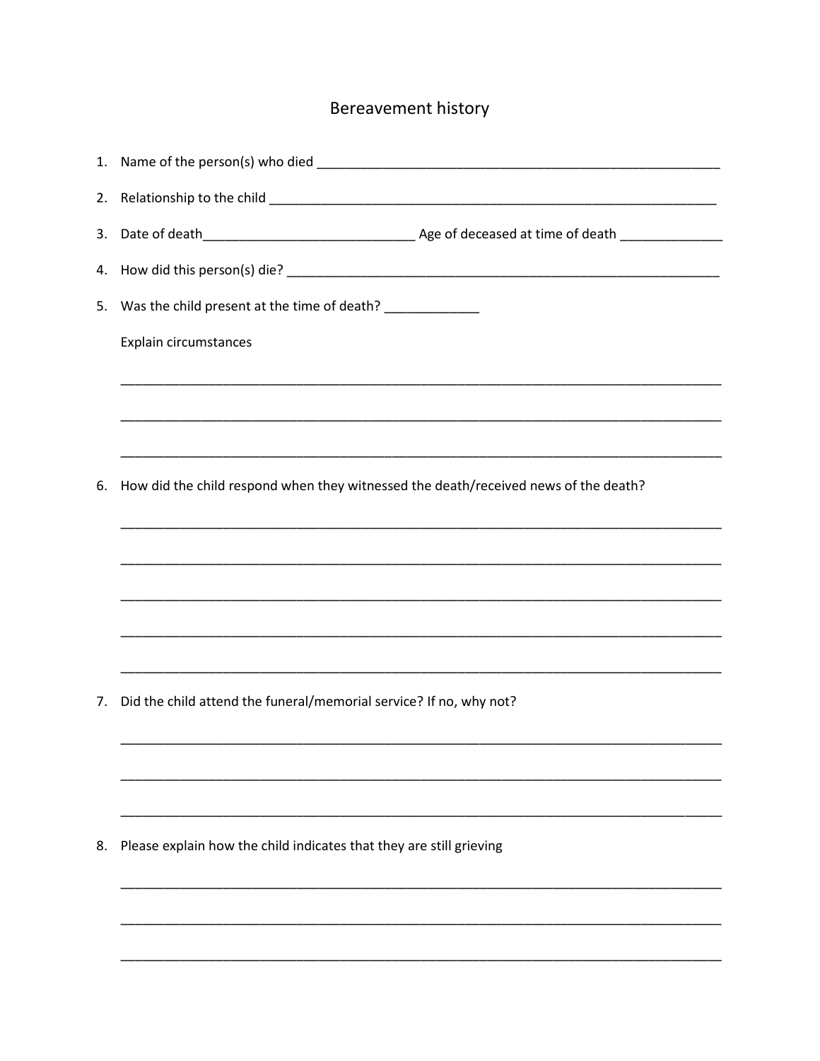# Bereavement history

1. Name of the person(s) who died ___________________________________________________________

2. Relationship to the child ________________________________________________________________

3. Date of death______________________________ Age of deceased at time of death ______________

4. How did this person(s) die? _______________________________________________________________

5. Was the child present at the time of death? _____________

   Explain circumstances

   ________________________________________________________________________________________

   ________________________________________________________________________________________

   ________________________________________________________________________________________

6. How did the child respond when they witnessed the death/received news of the death?

   ________________________________________________________________________________________

   ________________________________________________________________________________________

   ________________________________________________________________________________________

   ________________________________________________________________________________________

   ________________________________________________________________________________________

7. Did the child attend the funeral/memorial service? If no, why not?

   ________________________________________________________________________________________

   ________________________________________________________________________________________

   ________________________________________________________________________________________

8. Please explain how the child indicates that they are still grieving

   ________________________________________________________________________________________

   ________________________________________________________________________________________

   ________________________________________________________________________________________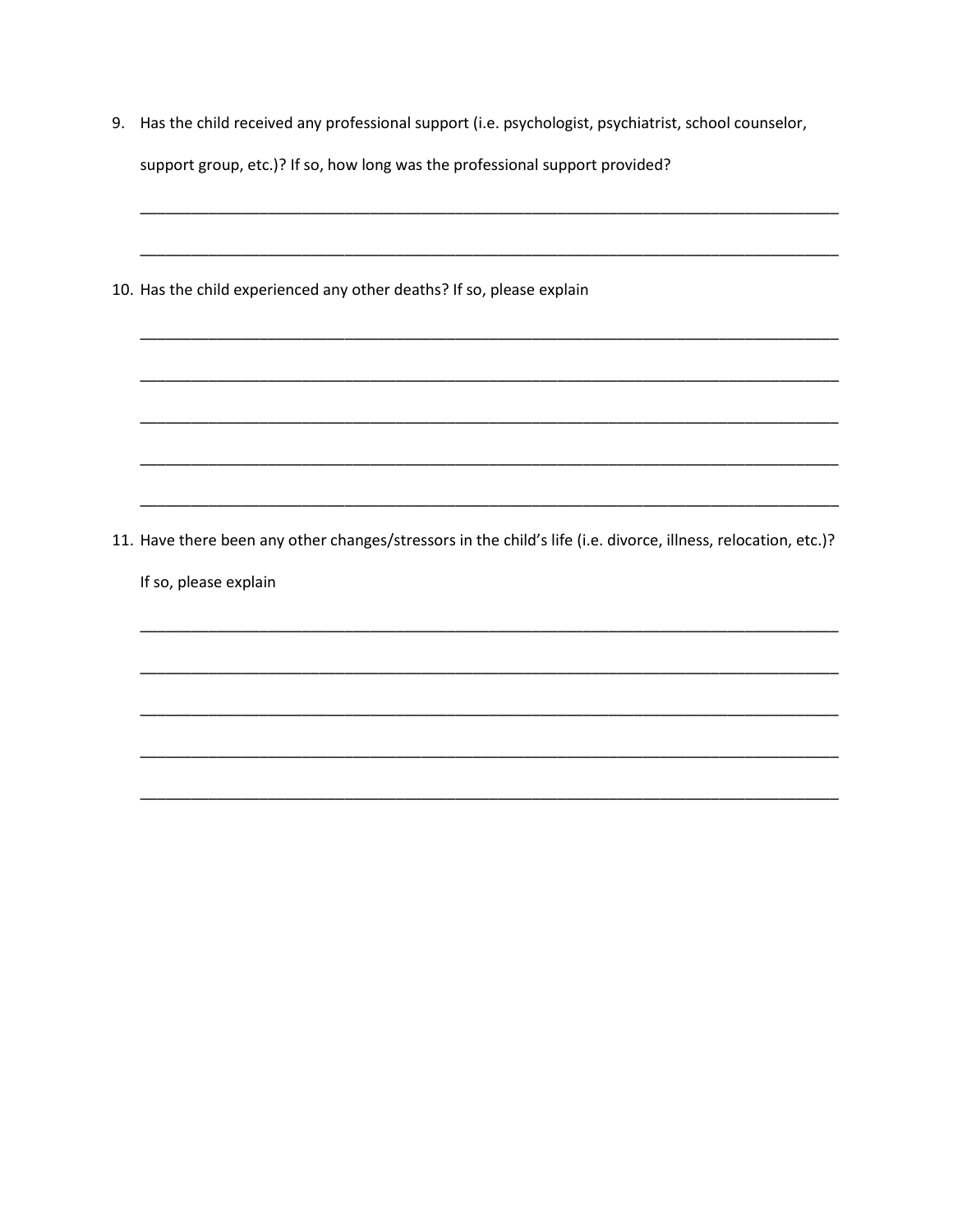9. Has the child received any professional support (i.e. psychologist, psychiatrist, school counselor, support group, etc.)? If so, how long was the professional support provided?

___________________________________________________________________________________

___________________________________________________________________________________

10. Has the child experienced any other deaths? If so, please explain

___________________________________________________________________________________

___________________________________________________________________________________

___________________________________________________________________________________

___________________________________________________________________________________

___________________________________________________________________________________

11. Have there been any other changes/stressors in the child's life (i.e. divorce, illness, relocation, etc.)? If so, please explain

___________________________________________________________________________________

___________________________________________________________________________________

___________________________________________________________________________________

___________________________________________________________________________________

___________________________________________________________________________________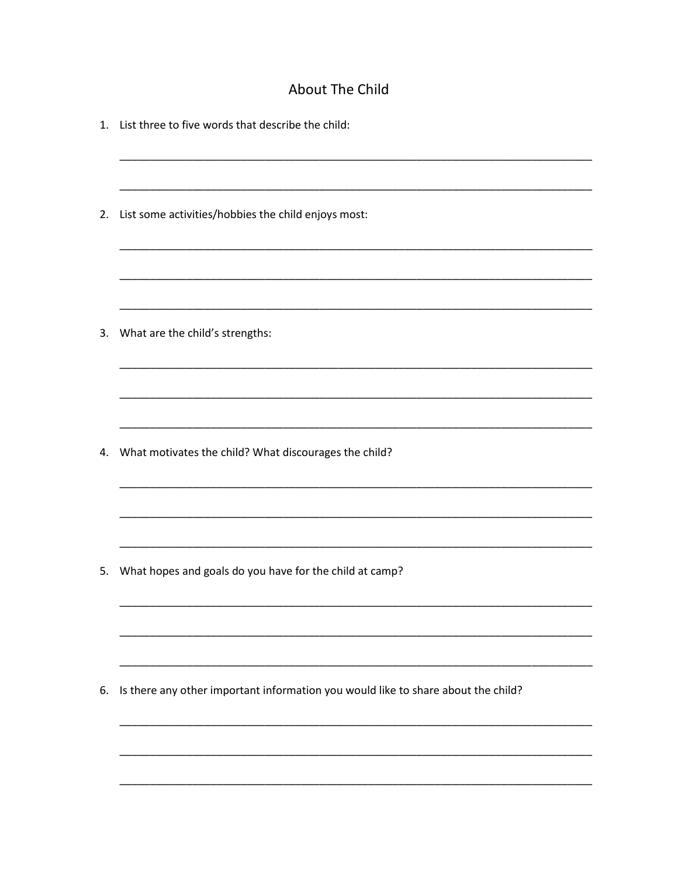# About The Child

1. List three to five words that describe the child:

   _______________________________________________________________________________

   _______________________________________________________________________________

2. List some activities/hobbies the child enjoys most:

   _______________________________________________________________________________

   _______________________________________________________________________________

   _______________________________________________________________________________

3. What are the child's strengths:

   _______________________________________________________________________________

   _______________________________________________________________________________

   _______________________________________________________________________________

4. What motivates the child? What discourages the child?

   _______________________________________________________________________________

   _______________________________________________________________________________

   _______________________________________________________________________________

5. What hopes and goals do you have for the child at camp?

   _______________________________________________________________________________

   _______________________________________________________________________________

   _______________________________________________________________________________

6. Is there any other important information you would like to share about the child?

   _______________________________________________________________________________

   _______________________________________________________________________________

   _______________________________________________________________________________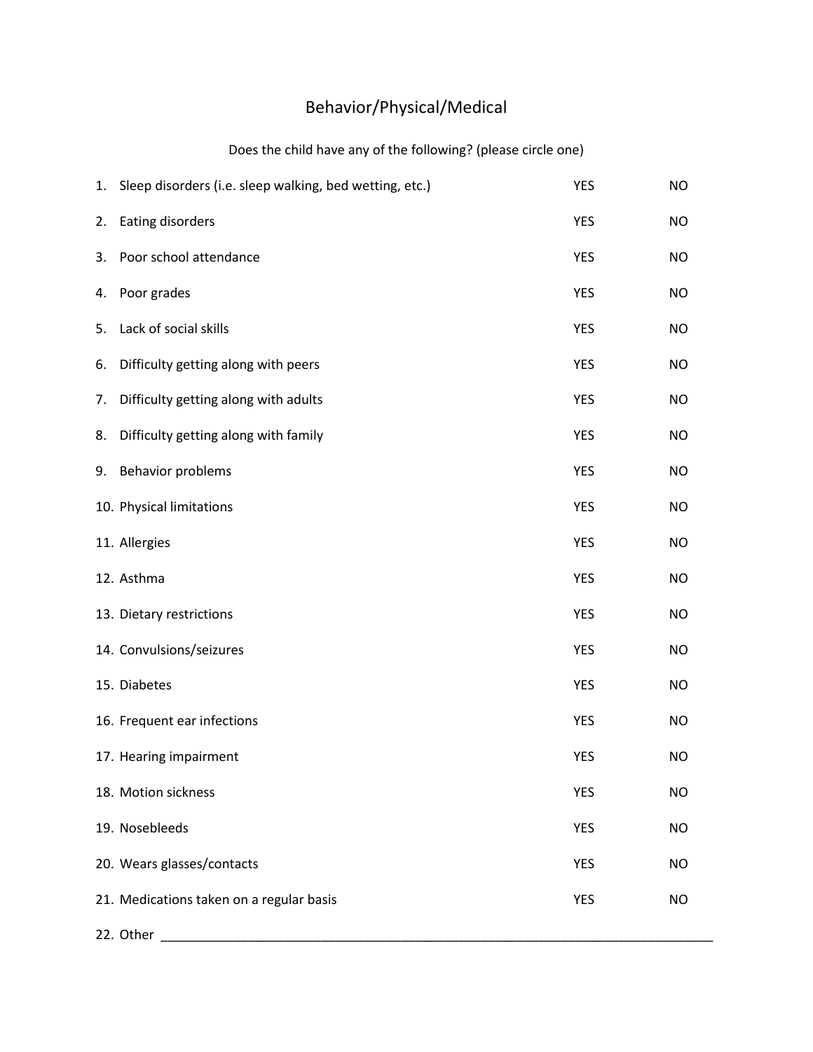# Behavior/Physical/Medical

Does the child have any of the following? (please circle one)

| | | | |
|---|---|---|---|
| 1. | Sleep disorders (i.e. sleep walking, bed wetting, etc.) | YES | NO |
| 2. | Eating disorders | YES | NO |
| 3. | Poor school attendance | YES | NO |
| 4. | Poor grades | YES | NO |
| 5. | Lack of social skills | YES | NO |
| 6. | Difficulty getting along with peers | YES | NO |
| 7. | Difficulty getting along with adults | YES | NO |
| 8. | Difficulty getting along with family | YES | NO |
| 9. | Behavior problems | YES | NO |
| 10. | Physical limitations | YES | NO |
| 11. | Allergies | YES | NO |
| 12. | Asthma | YES | NO |
| 13. | Dietary restrictions | YES | NO |
| 14. | Convulsions/seizures | YES | NO |
| 15. | Diabetes | YES | NO |
| 16. | Frequent ear infections | YES | NO |
| 17. | Hearing impairment | YES | NO |
| 18. | Motion sickness | YES | NO |
| 19. | Nosebleeds | YES | NO |
| 20. | Wears glasses/contacts | YES | NO |
| 21. | Medications taken on a regular basis | YES | NO |

22. Other ___________________________________________________________________________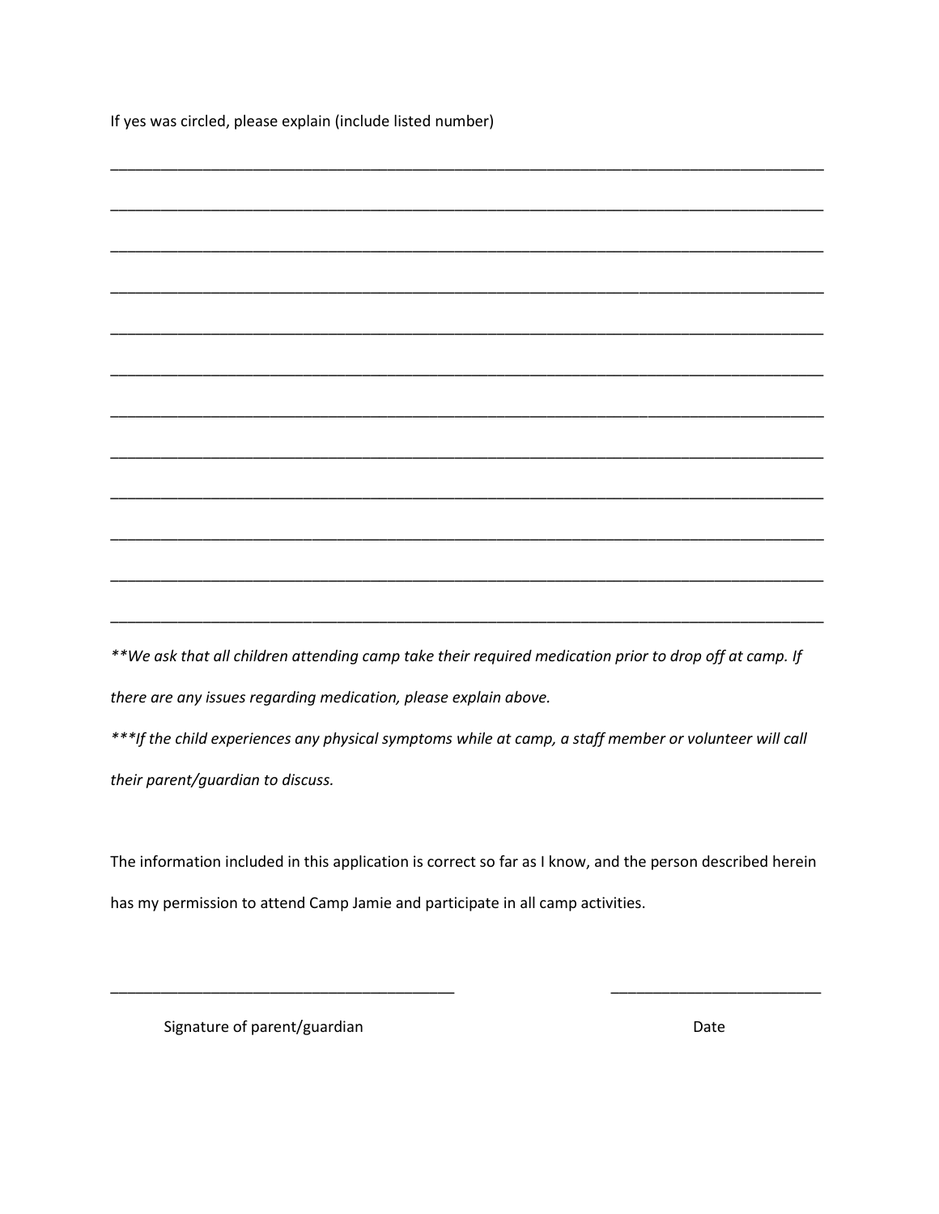If yes was circled, please explain (include listed number)

_____________________________________________________________________________________

_____________________________________________________________________________________

_____________________________________________________________________________________

_____________________________________________________________________________________

_____________________________________________________________________________________

_____________________________________________________________________________________

_____________________________________________________________________________________

_____________________________________________________________________________________

_____________________________________________________________________________________

_____________________________________________________________________________________

_____________________________________________________________________________________

_____________________________________________________________________________________

*\*\*We ask that all children attending camp take their required medication prior to drop off at camp. If there are any issues regarding medication, please explain above.*

*\*\*\*If the child experiences any physical symptoms while at camp, a staff member or volunteer will call their parent/guardian to discuss.*

The information included in this application is correct so far as I know, and the person described herein has my permission to attend Camp Jamie and participate in all camp activities.

_________________________________________ &nbsp;&nbsp;&nbsp;&nbsp;&nbsp;&nbsp;&nbsp;&nbsp; _________________________

Signature of parent/guardian &nbsp;&nbsp;&nbsp;&nbsp;&nbsp;&nbsp;&nbsp;&nbsp;&nbsp;&nbsp;&nbsp;&nbsp;&nbsp;&nbsp;&nbsp;&nbsp;&nbsp;&nbsp;&nbsp;&nbsp;&nbsp;&nbsp;&nbsp;&nbsp;&nbsp;&nbsp;&nbsp;&nbsp;&nbsp;&nbsp;&nbsp;&nbsp; Date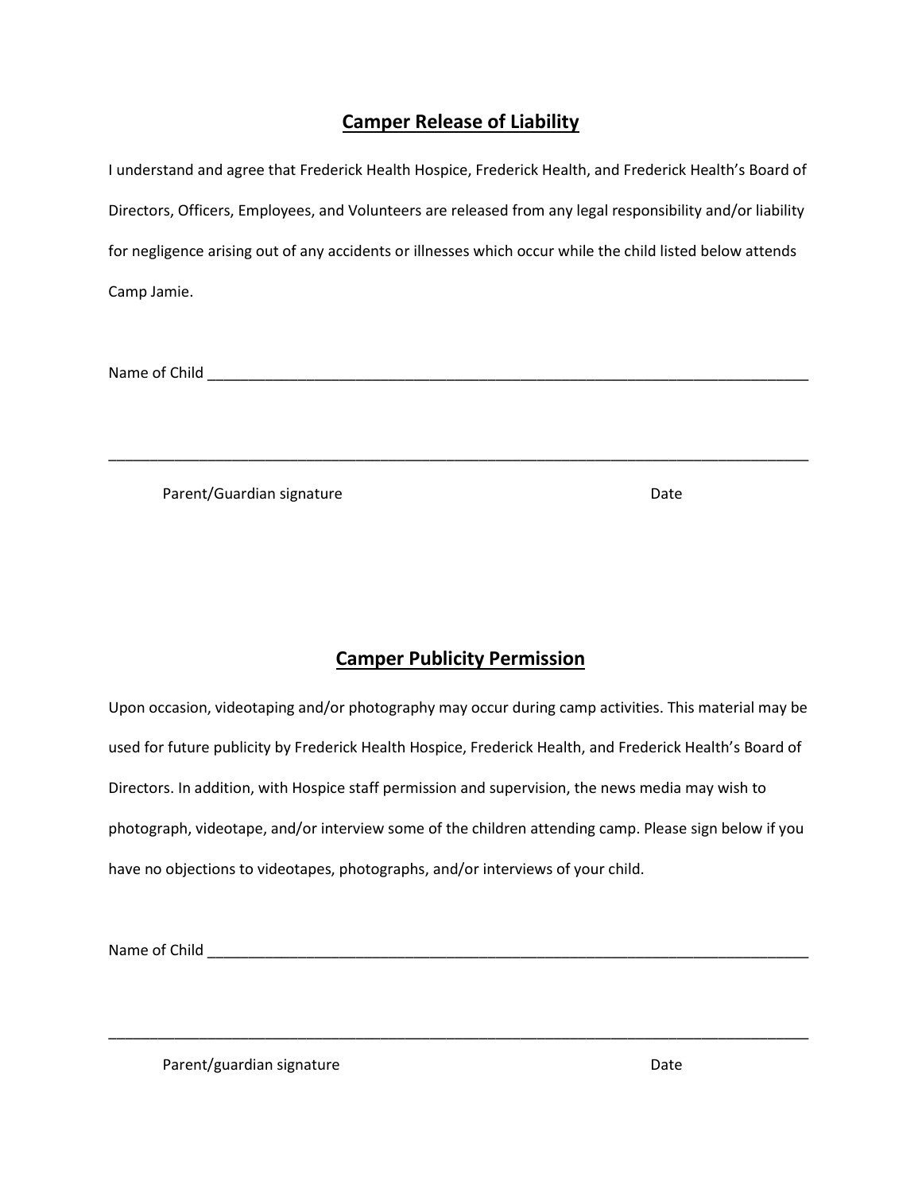## Camper Release of Liability

I understand and agree that Frederick Health Hospice, Frederick Health, and Frederick Health's Board of Directors, Officers, Employees, and Volunteers are released from any legal responsibility and/or liability for negligence arising out of any accidents or illnesses which occur while the child listed below attends Camp Jamie.

Name of Child ___________________________________________________________________________

_________________________________________________________________________________________

Parent/Guardian signature                                                                 Date

## Camper Publicity Permission

Upon occasion, videotaping and/or photography may occur during camp activities. This material may be used for future publicity by Frederick Health Hospice, Frederick Health, and Frederick Health's Board of Directors. In addition, with Hospice staff permission and supervision, the news media may wish to photograph, videotape, and/or interview some of the children attending camp. Please sign below if you have no objections to videotapes, photographs, and/or interviews of your child.

Name of Child ___________________________________________________________________________

_________________________________________________________________________________________

Parent/guardian signature                                                                 Date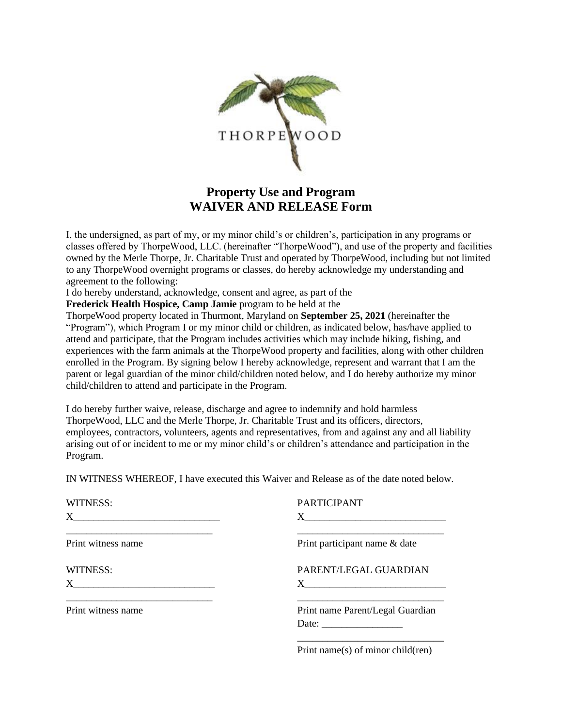THORPEWOOD

# Property Use and Program WAIVER AND RELEASE Form

I, the undersigned, as part of my, or my minor child's or children's, participation in any programs or classes offered by ThorpeWood, LLC. (hereinafter "ThorpeWood"), and use of the property and facilities owned by the Merle Thorpe, Jr. Charitable Trust and operated by ThorpeWood, including but not limited to any ThorpeWood overnight programs or classes, do hereby acknowledge my understanding and agreement to the following:
I do hereby understand, acknowledge, consent and agree, as part of the **Frederick Health Hospice, Camp Jamie** program to be held at the ThorpeWood property located in Thurmont, Maryland on **September 25, 2021** (hereinafter the "Program"), which Program I or my minor child or children, as indicated below, has/have applied to attend and participate, that the Program includes activities which may include hiking, fishing, and experiences with the farm animals at the ThorpeWood property and facilities, along with other children enrolled in the Program. By signing below I hereby acknowledge, represent and warrant that I am the parent or legal guardian of the minor child/children noted below, and I do hereby authorize my minor child/children to attend and participate in the Program.

I do hereby further waive, release, discharge and agree to indemnify and hold harmless ThorpeWood, LLC and the Merle Thorpe, Jr. Charitable Trust and its officers, directors, employees, contractors, volunteers, agents and representatives, from and against any and all liability arising out of or incident to me or my minor child's or children's attendance and participation in the Program.

IN WITNESS WHEREOF, I have executed this Waiver and Release as of the date noted below.

WITNESS:
X____________________________
____________________________
Print witness name

PARTICIPANT
X____________________________
____________________________
Print participant name & date

WITNESS:
X____________________________
____________________________
Print witness name

PARENT/LEGAL GUARDIAN
X____________________________
____________________________
Print name Parent/Legal Guardian
Date: ________________
____________________________
Print name(s) of minor child(ren)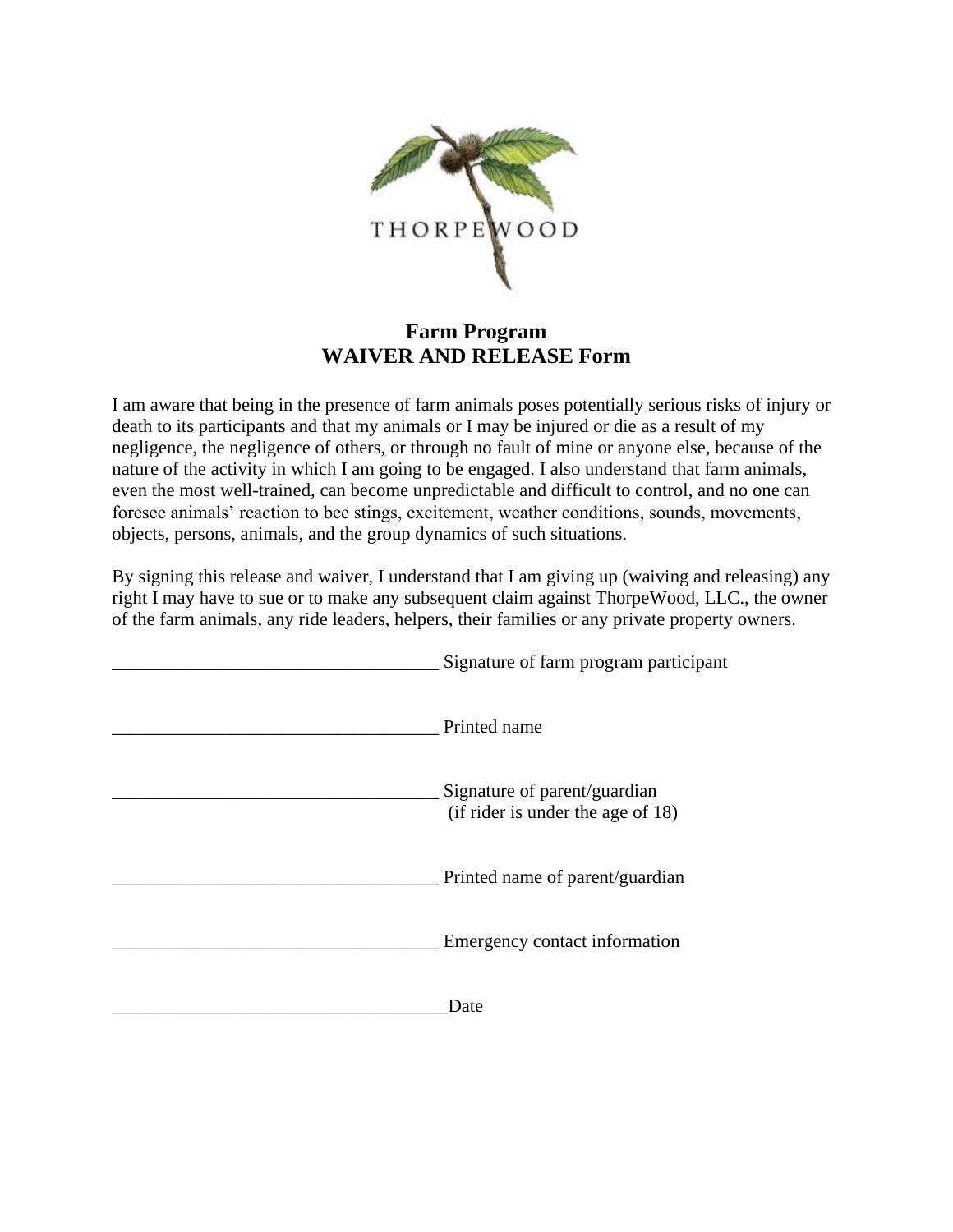THORPEWOOD

## Farm Program
## WAIVER AND RELEASE Form

I am aware that being in the presence of farm animals poses potentially serious risks of injury or death to its participants and that my animals or I may be injured or die as a result of my negligence, the negligence of others, or through no fault of mine or anyone else, because of the nature of the activity in which I am going to be engaged. I also understand that farm animals, even the most well-trained, can become unpredictable and difficult to control, and no one can foresee animals' reaction to bee stings, excitement, weather conditions, sounds, movements, objects, persons, animals, and the group dynamics of such situations.

By signing this release and waiver, I understand that I am giving up (waiving and releasing) any right I may have to sue or to make any subsequent claim against ThorpeWood, LLC., the owner of the farm animals, any ride leaders, helpers, their families or any private property owners.

___________________________________ Signature of farm program participant

___________________________________ Printed name

___________________________________ Signature of parent/guardian
(if rider is under the age of 18)

___________________________________ Printed name of parent/guardian

___________________________________ Emergency contact information

___________________________________ Date